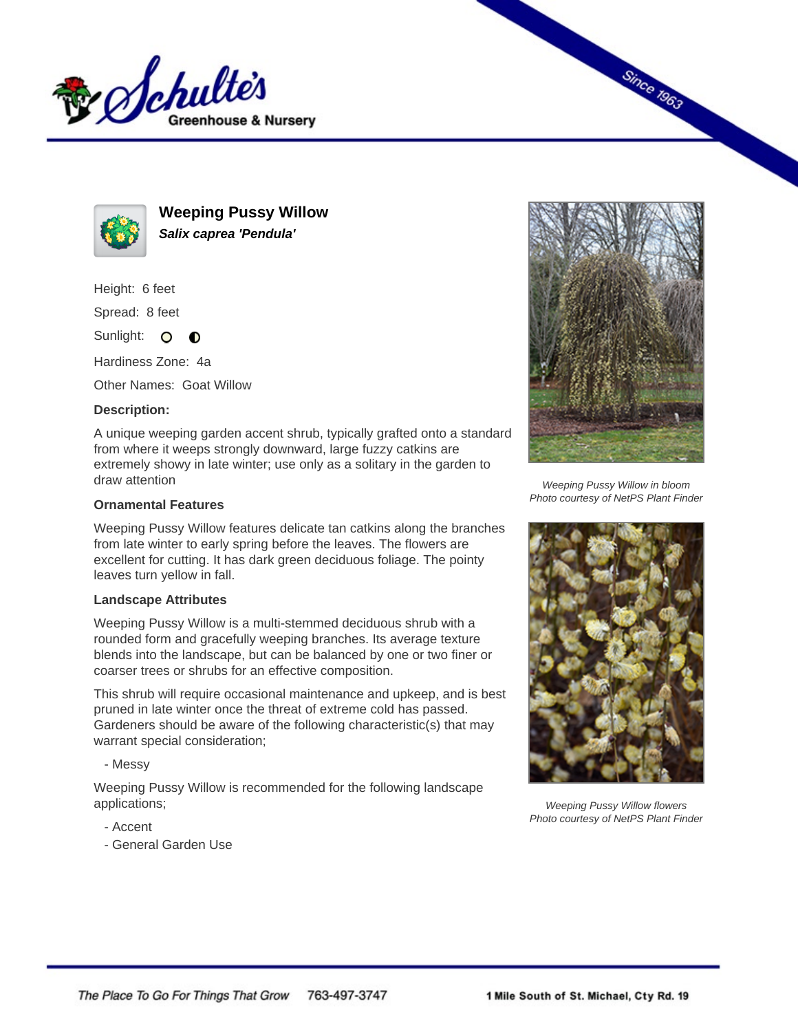# Weeping Pussy Willow

***Salix caprea 'Pendula'***

Height: 6 feet

Spread: 8 feet

Sunlight:

Hardiness Zone: 4a

Other Names: Goat Willow

**Description:**

A unique weeping garden accent shrub, typically grafted onto a standard from where it weeps strongly downward, large fuzzy catkins are extremely showy in late winter; use only as a solitary in the garden to draw attention

### Ornamental Features

Weeping Pussy Willow features delicate tan catkins along the branches from late winter to early spring before the leaves. The flowers are excellent for cutting. It has dark green deciduous foliage. The pointy leaves turn yellow in fall.

### Landscape Attributes

Weeping Pussy Willow is a multi-stemmed deciduous shrub with a rounded form and gracefully weeping branches. Its average texture blends into the landscape, but can be balanced by one or two finer or coarser trees or shrubs for an effective composition.

This shrub will require occasional maintenance and upkeep, and is best pruned in late winter once the threat of extreme cold has passed. Gardeners should be aware of the following characteristic(s) that may warrant special consideration;

- Messy

Weeping Pussy Willow is recommended for the following landscape applications;

- Accent
- General Garden Use

*Weeping Pussy Willow in bloom*
*Photo courtesy of NetPS Plant Finder*

*Weeping Pussy Willow flowers*
*Photo courtesy of NetPS Plant Finder*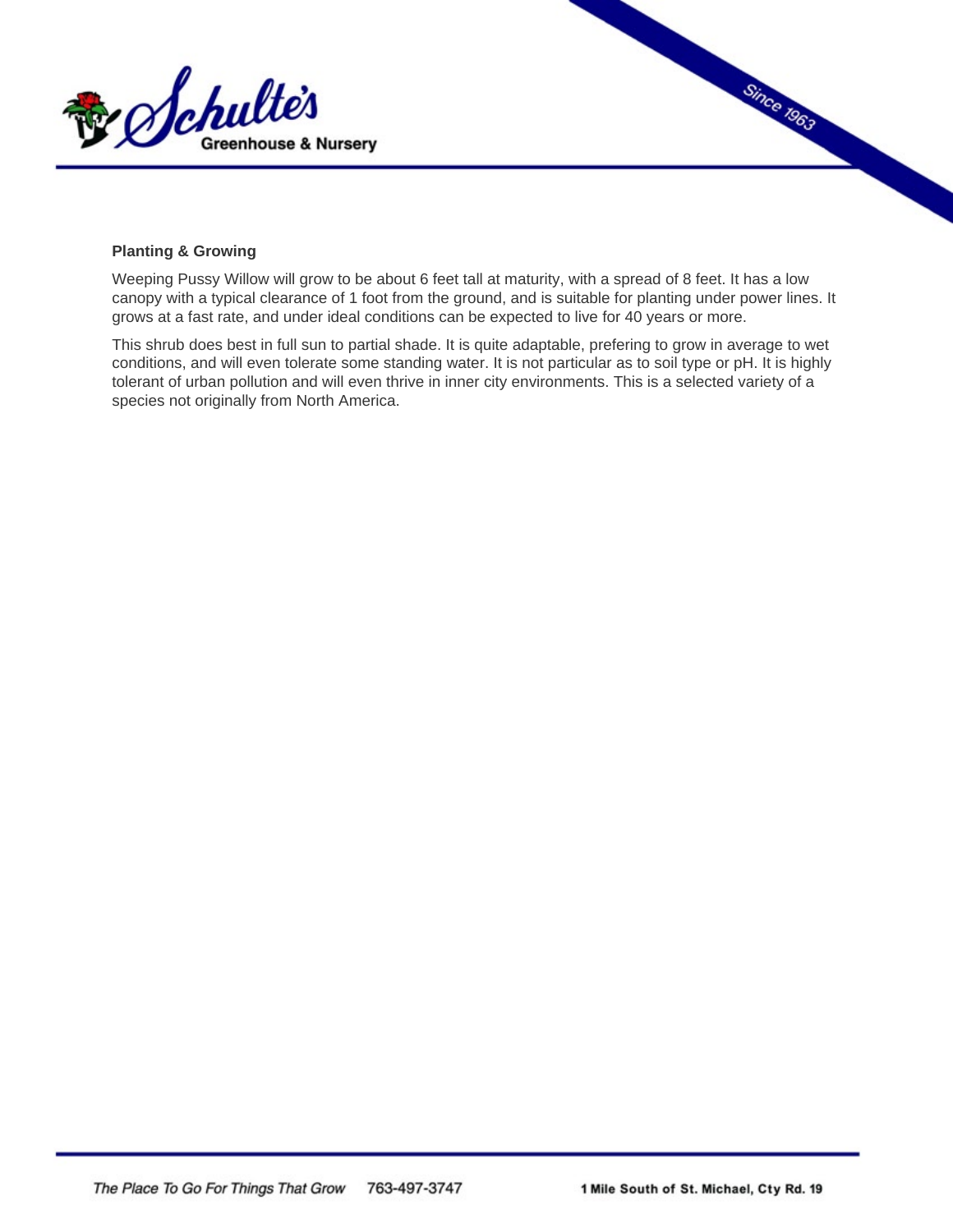**Planting & Growing**

Weeping Pussy Willow will grow to be about 6 feet tall at maturity, with a spread of 8 feet. It has a low canopy with a typical clearance of 1 foot from the ground, and is suitable for planting under power lines. It grows at a fast rate, and under ideal conditions can be expected to live for 40 years or more.

This shrub does best in full sun to partial shade. It is quite adaptable, prefering to grow in average to wet conditions, and will even tolerate some standing water. It is not particular as to soil type or pH. It is highly tolerant of urban pollution and will even thrive in inner city environments. This is a selected variety of a species not originally from North America.